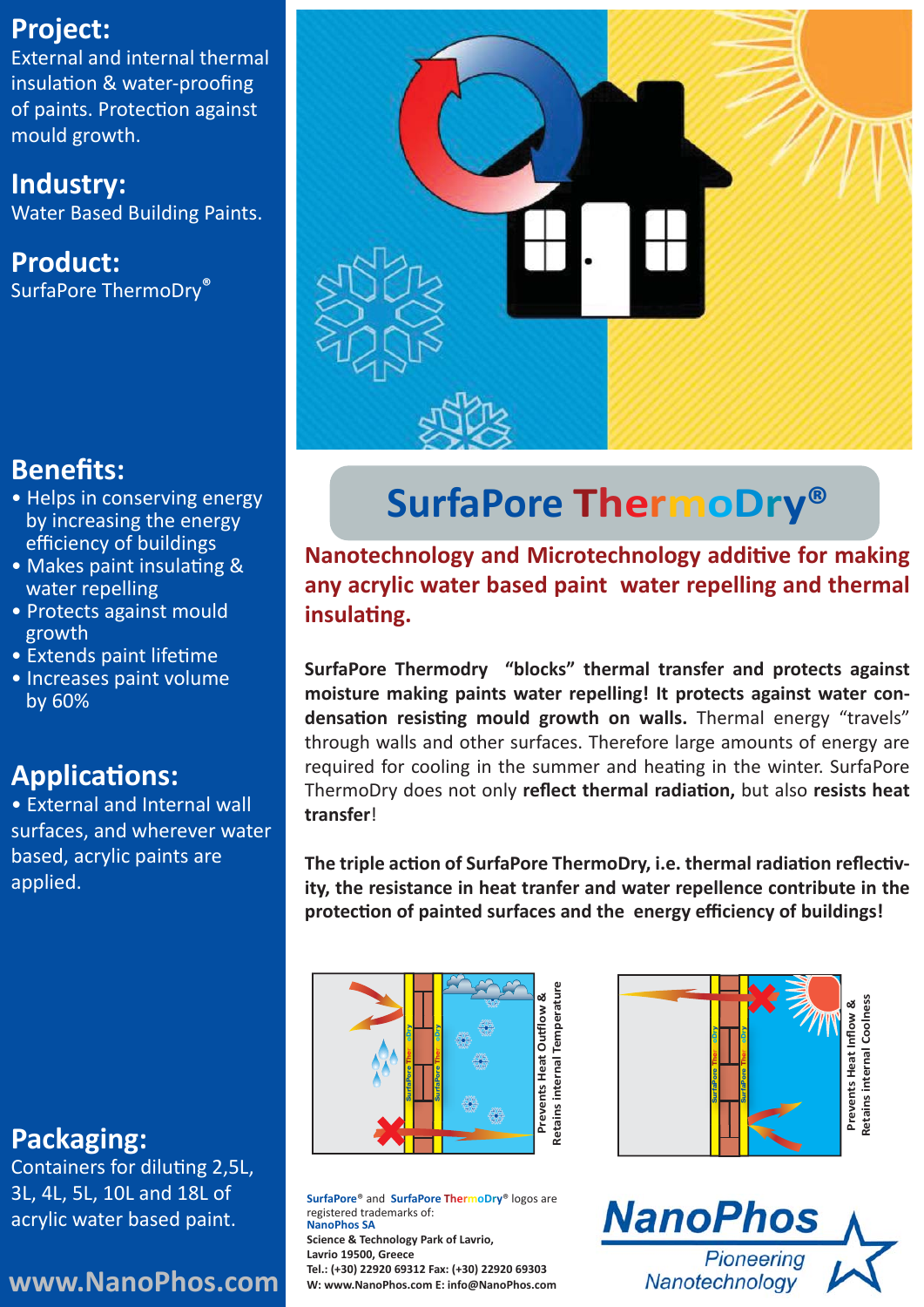## Project:
External and internal thermal insulation & water-proofing of paints. Protection against mould growth.

## Industry:
Water Based Building Paints.

## Product:
SurfaPore ThermoDry®

## Benefits:
- Helps in conserving energy by increasing the energy efficiency of buildings
- Makes paint insulating & water repelling
- Protects against mould growth
- Extends paint lifetime
- Increases paint volume by 60%

## Applications:
- External and Internal wall surfaces, and wherever water based, acrylic paints are applied.

## Packaging:
Containers for diluting 2,5L, 3L, 4L, 5L, 10L and 18L of acrylic water based paint.

www.NanoPhos.com

# SurfaPore ThermoDry®

**Nanotechnology and Microtechnology additive for making any acrylic water based paint water repelling and thermal insulating.**

**SurfaPore Thermodry "blocks" thermal transfer and protects against moisture making paints water repelling! It protects against water condensation resisting mould growth on walls.** Thermal energy "travels" through walls and other surfaces. Therefore large amounts of energy are required for cooling in the summer and heating in the winter. SurfaPore ThermoDry does not only **reflect thermal radiation,** but also **resists heat transfer**!

**The triple action of SurfaPore ThermoDry, i.e. thermal radiation reflectivity, the resistance in heat tranfer and water repellence contribute in the protection of painted surfaces and the energy efficiency of buildings!**

Prevents Heat Outflow & Retains internal Temperature

Prevents Heat Inflow & Retains internal Coolness

**SurfaPore**® and **SurfaPore ThermoDry**® logos are registered trademarks of:
**NanoPhos SA**
**Science & Technology Park of Lavrio,**
**Lavrio 19500, Greece**
**Tel.: (+30) 22920 69312 Fax: (+30) 22920 69303**
**W: www.NanoPhos.com E: info@NanoPhos.com**

NanoPhos
Pioneering Nanotechnology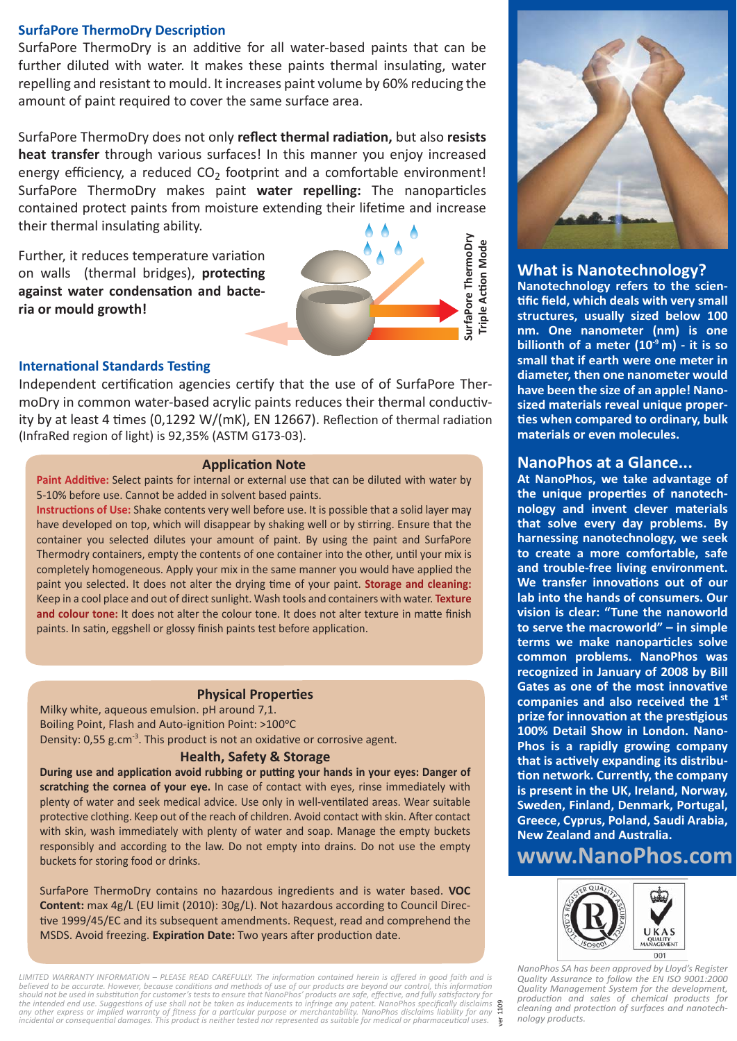## SurfaPore ThermoDry Description

SurfaPore ThermoDry is an additive for all water-based paints that can be further diluted with water. It makes these paints thermal insulating, water repelling and resistant to mould. It increases paint volume by 60% reducing the amount of paint required to cover the same surface area.

SurfaPore ThermoDry does not only **reflect thermal radiation,** but also **resists heat transfer** through various surfaces! In this manner you enjoy increased energy efficiency, a reduced $CO_2$ footprint and a comfortable environment! SurfaPore ThermoDry makes paint **water repelling:** The nanoparticles contained protect paints from moisture extending their lifetime and increase their thermal insulating ability.

Further, it reduces temperature variation on walls (thermal bridges), **protecting against water condensation and bacteria or mould growth!**

SurfaPore ThermoDry
Triple Action Mode

## International Standards Testing

Independent certification agencies certify that the use of of SurfaPore ThermoDry in common water-based acrylic paints reduces their thermal conductivity by at least 4 times (0,1292 W/(mK), EN 12667). Reflection of thermal radiation (InfraRed region of light) is 92,35% (ASTM G173-03).

### Application Note

**Paint Additive:** Select paints for internal or external use that can be diluted with water by 5-10% before use. Cannot be added in solvent based paints.
**Instructions of Use:** Shake contents very well before use. It is possible that a solid layer may have developed on top, which will disappear by shaking well or by stirring. Ensure that the container you selected dilutes your amount of paint. By using the paint and SurfaPore Thermodry containers, empty the contents of one container into the other, until your mix is completely homogeneous. Apply your mix in the same manner you would have applied the paint you selected. It does not alter the drying time of your paint. **Storage and cleaning:** Keep in a cool place and out of direct sunlight. Wash tools and containers with water. **Texture and colour tone:** It does not alter the colour tone. It does not alter texture in matte finish paints. In satin, eggshell or glossy finish paints test before application.

### Physical Properties

Milky white, aqueous emulsion. pH around 7,1.
Boiling Point, Flash and Auto-ignition Point: >100ºC
Density: 0,55 g.cm$^{-3}$. This product is not an oxidative or corrosive agent.

### Health, Safety & Storage

**During use and application avoid rubbing or putting your hands in your eyes: Danger of scratching the cornea of your eye.** In case of contact with eyes, rinse immediately with plenty of water and seek medical advice. Use only in well-ventilated areas. Wear suitable protective clothing. Keep out of the reach of children. Avoid contact with skin. After contact with skin, wash immediately with plenty of water and soap. Manage the empty buckets responsibly and according to the law. Do not empty into drains. Do not use the empty buckets for storing food or drinks.

SurfaPore ThermoDry contains no hazardous ingredients and is water based. **VOC Content:** max 4g/L (EU limit (2010): 30g/L). Not hazardous according to Council Directive 1999/45/EC and its subsequent amendments. Request, read and comprehend the MSDS. Avoid freezing. **Expiration Date:** Two years after production date.

*LIMITED WARRANTY INFORMATION – PLEASE READ CAREFULLY. The information contained herein is offered in good faith and is believed to be accurate. However, because conditions and methods of use of our products are beyond our control, this information should not be used in substitution for customer's tests to ensure that NanoPhos' products are safe, effective, and fully satisfactory for the intended end use. Suggestions of use shall not be taken as inducements to infringe any patent. NanoPhos specifically disclaims any other express or implied warranty of fitness for a particular purpose or merchantability. NanoPhos disclaims liability for any incidental or consequential damages. This product is neither tested nor represented as suitable for medical or pharmaceutical uses.*

ver 1109

## What is Nanotechnology?

**Nanotechnology refers to the scientific field, which deals with very small structures, usually sized below 100 nm. One nanometer (nm) is one billionth of a meter ($10^{-9}$ m) - it is so small that if earth were one meter in diameter, then one nanometer would have been the size of an apple! Nano-sized materials reveal unique properties when compared to ordinary, bulk materials or even molecules.**

## NanoPhos at a Glance...

**At NanoPhos, we take advantage of the unique properties of nanotechnology and invent clever materials that solve every day problems. By harnessing nanotechnology, we seek to create a more comfortable, safe and trouble-free living environment. We transfer innovations out of our lab into the hands of consumers. Our vision is clear: "Tune the nanoworld to serve the macroworld" – in simple terms we make nanoparticles solve common problems. NanoPhos was recognized in January of 2008 by Bill Gates as one of the most innovative companies and also received the 1st prize for innovation at the prestigious 100% Detail Show in London. NanoPhos is a rapidly growing company that is actively expanding its distribution network. Currently, the company is present in the UK, Ireland, Norway, Sweden, Finland, Denmark, Portugal, Greece, Cyprus, Poland, Saudi Arabia, New Zealand and Australia.**

**www.NanoPhos.com**

*NanoPhos SA has been approved by Lloyd's Register Quality Assurance to follow the EN ISO 9001:2000 Quality Management System for the development, production and sales of chemical products for cleaning and protection of surfaces and nanotechnology products.*